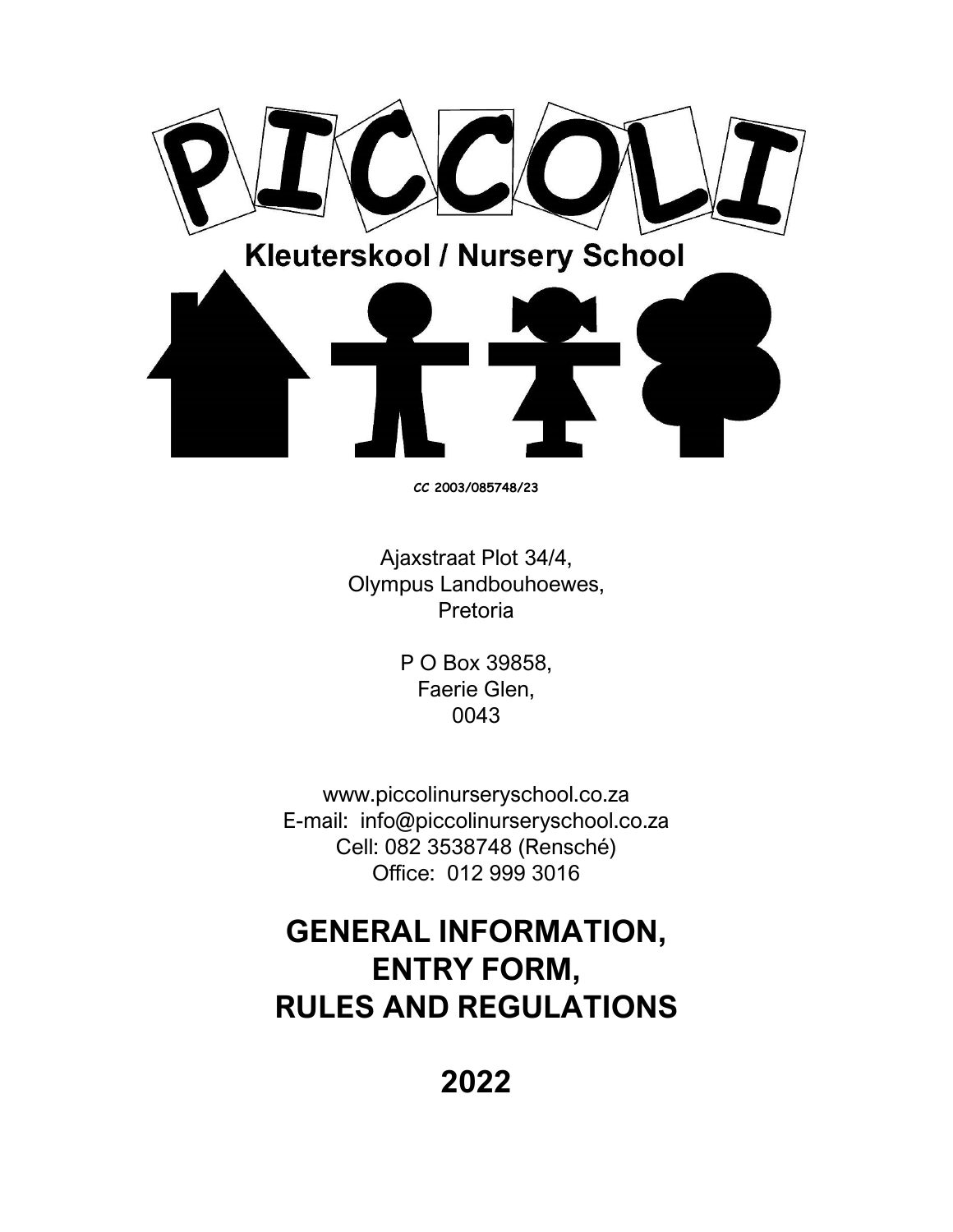# PICCOLI

**Kleuterskool / Nursery School**

*CC* **2003/085748/23**

Ajaxstraat Plot 34/4,
Olympus Landbouhoewes,
Pretoria

P O Box 39858,
Faerie Glen,
0043

www.piccolinurseryschool.co.za
E-mail: info@piccolinurseryschool.co.za
Cell: 082 3538748 (Renschè)
Office: 012 999 3016

# GENERAL INFORMATION, ENTRY FORM, RULES AND REGULATIONS

# 2022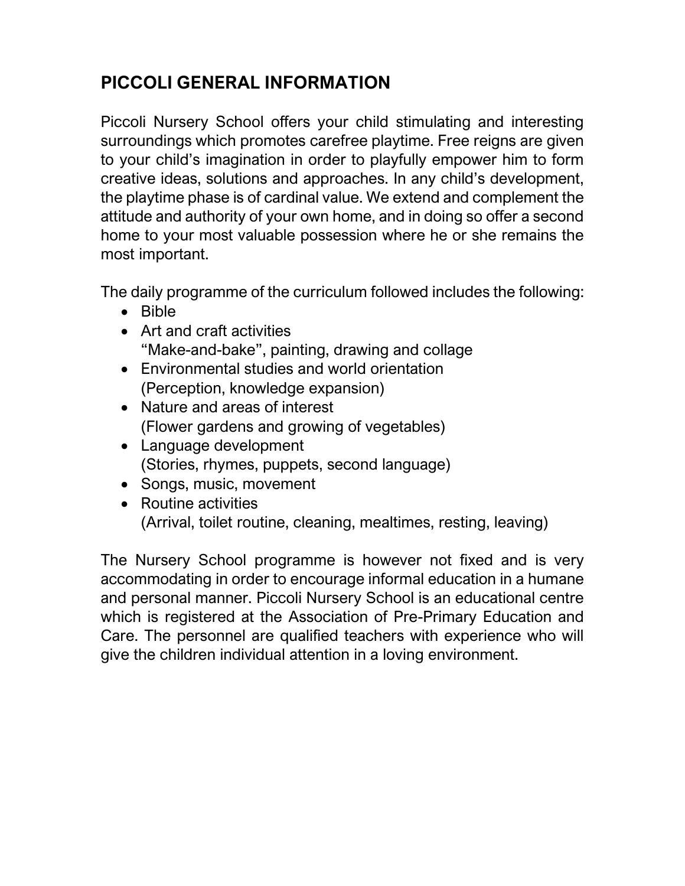## PICCOLI GENERAL INFORMATION

Piccoli Nursery School offers your child stimulating and interesting surroundings which promotes carefree playtime. Free reigns are given to your child's imagination in order to playfully empower him to form creative ideas, solutions and approaches. In any child's development, the playtime phase is of cardinal value. We extend and complement the attitude and authority of your own home, and in doing so offer a second home to your most valuable possession where he or she remains the most important.

The daily programme of the curriculum followed includes the following:

- Bible
- Art and craft activities
  "Make-and-bake", painting, drawing and collage
- Environmental studies and world orientation
  (Perception, knowledge expansion)
- Nature and areas of interest
  (Flower gardens and growing of vegetables)
- Language development
  (Stories, rhymes, puppets, second language)
- Songs, music, movement
- Routine activities
  (Arrival, toilet routine, cleaning, mealtimes, resting, leaving)

The Nursery School programme is however not fixed and is very accommodating in order to encourage informal education in a humane and personal manner. Piccoli Nursery School is an educational centre which is registered at the Association of Pre-Primary Education and Care. The personnel are qualified teachers with experience who will give the children individual attention in a loving environment.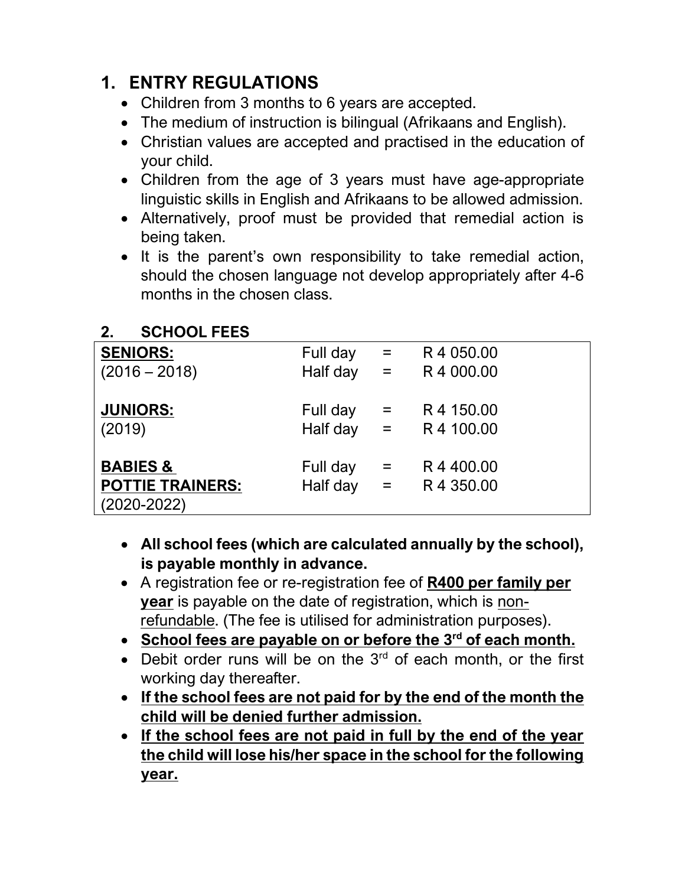## 1. ENTRY REGULATIONS

- Children from 3 months to 6 years are accepted.
- The medium of instruction is bilingual (Afrikaans and English).
- Christian values are accepted and practised in the education of your child.
- Children from the age of 3 years must have age-appropriate linguistic skills in English and Afrikaans to be allowed admission.
- Alternatively, proof must be provided that remedial action is being taken.
- It is the parent's own responsibility to take remedial action, should the chosen language not develop appropriately after 4-6 months in the chosen class.

## 2. SCHOOL FEES

| Group | Attendance | | Fee |
|---|---|---|---|
| **SENIORS:** (2016 – 2018) | Full day | = | R 4 050.00 |
| | Half day | = | R 4 000.00 |
| **JUNIORS:** (2019) | Full day | = | R 4 150.00 |
| | Half day | = | R 4 100.00 |
| **BABIES & POTTIE TRAINERS:** (2020-2022) | Full day | = | R 4 400.00 |
| | Half day | = | R 4 350.00 |

- **All school fees (which are calculated annually by the school), is payable monthly in advance.**
- A registration fee or re-registration fee of **R400 per family per year** is payable on the date of registration, which is non-refundable. (The fee is utilised for administration purposes).
- **School fees are payable on or before the 3rd of each month.**
- Debit order runs will be on the 3rd of each month, or the first working day thereafter.
- **If the school fees are not paid for by the end of the month the child will be denied further admission.**
- **If the school fees are not paid in full by the end of the year the child will lose his/her space in the school for the following year.**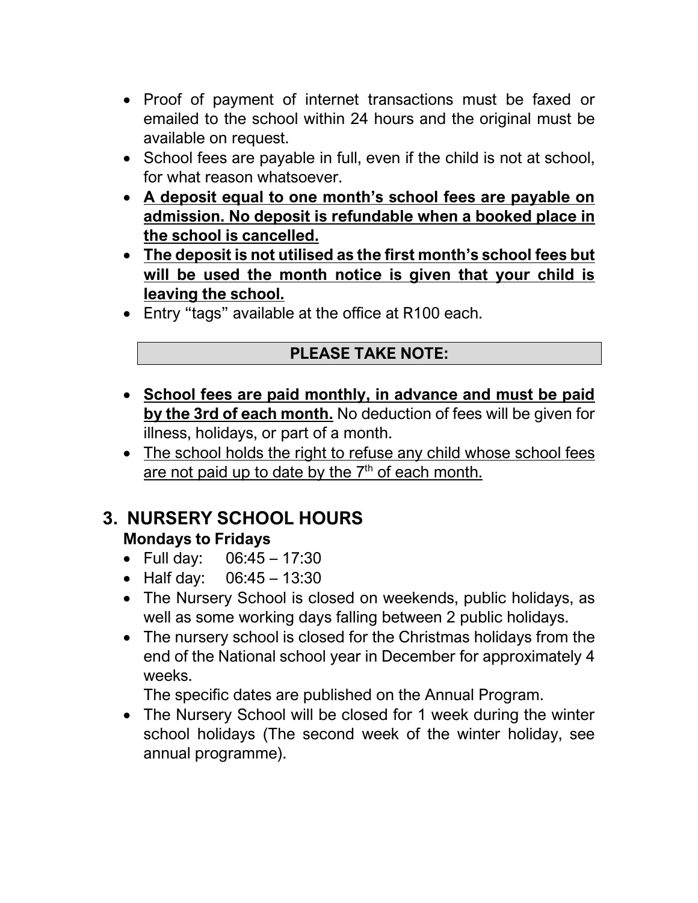- Proof of payment of internet transactions must be faxed or emailed to the school within 24 hours and the original must be available on request.
- School fees are payable in full, even if the child is not at school, for what reason whatsoever.
- **A deposit equal to one month's school fees are payable on admission. No deposit is refundable when a booked place in the school is cancelled.**
- **The deposit is not utilised as the first month's school fees but will be used the month notice is given that your child is leaving the school.**
- Entry "tags" available at the office at R100 each.

**PLEASE TAKE NOTE:**

- **School fees are paid monthly, in advance and must be paid by the 3rd of each month.** No deduction of fees will be given for illness, holidays, or part of a month.
- The school holds the right to refuse any child whose school fees are not paid up to date by the 7th of each month.

## 3. NURSERY SCHOOL HOURS

**Mondays to Fridays**

- Full day: 06:45 – 17:30
- Half day: 06:45 – 13:30
- The Nursery School is closed on weekends, public holidays, as well as some working days falling between 2 public holidays.
- The nursery school is closed for the Christmas holidays from the end of the National school year in December for approximately 4 weeks.
  The specific dates are published on the Annual Program.
- The Nursery School will be closed for 1 week during the winter school holidays (The second week of the winter holiday, see annual programme).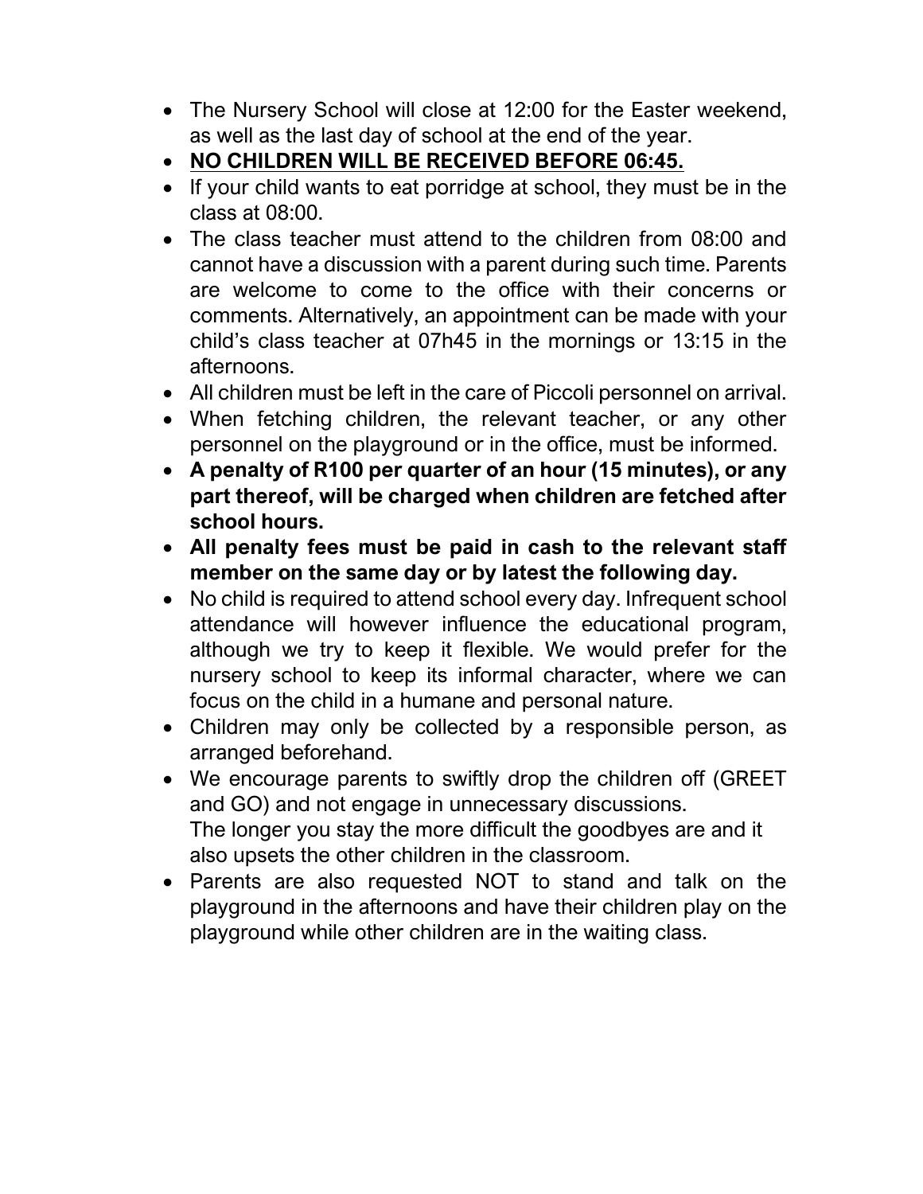- The Nursery School will close at 12:00 for the Easter weekend, as well as the last day of school at the end of the year.
- **NO CHILDREN WILL BE RECEIVED BEFORE 06:45.**
- If your child wants to eat porridge at school, they must be in the class at 08:00.
- The class teacher must attend to the children from 08:00 and cannot have a discussion with a parent during such time. Parents are welcome to come to the office with their concerns or comments. Alternatively, an appointment can be made with your child's class teacher at 07h45 in the mornings or 13:15 in the afternoons.
- All children must be left in the care of Piccoli personnel on arrival.
- When fetching children, the relevant teacher, or any other personnel on the playground or in the office, must be informed.
- **A penalty of R100 per quarter of an hour (15 minutes), or any part thereof, will be charged when children are fetched after school hours.**
- **All penalty fees must be paid in cash to the relevant staff member on the same day or by latest the following day.**
- No child is required to attend school every day. Infrequent school attendance will however influence the educational program, although we try to keep it flexible. We would prefer for the nursery school to keep its informal character, where we can focus on the child in a humane and personal nature.
- Children may only be collected by a responsible person, as arranged beforehand.
- We encourage parents to swiftly drop the children off (GREET and GO) and not engage in unnecessary discussions.
  The longer you stay the more difficult the goodbyes are and it also upsets the other children in the classroom.
- Parents are also requested NOT to stand and talk on the playground in the afternoons and have their children play on the playground while other children are in the waiting class.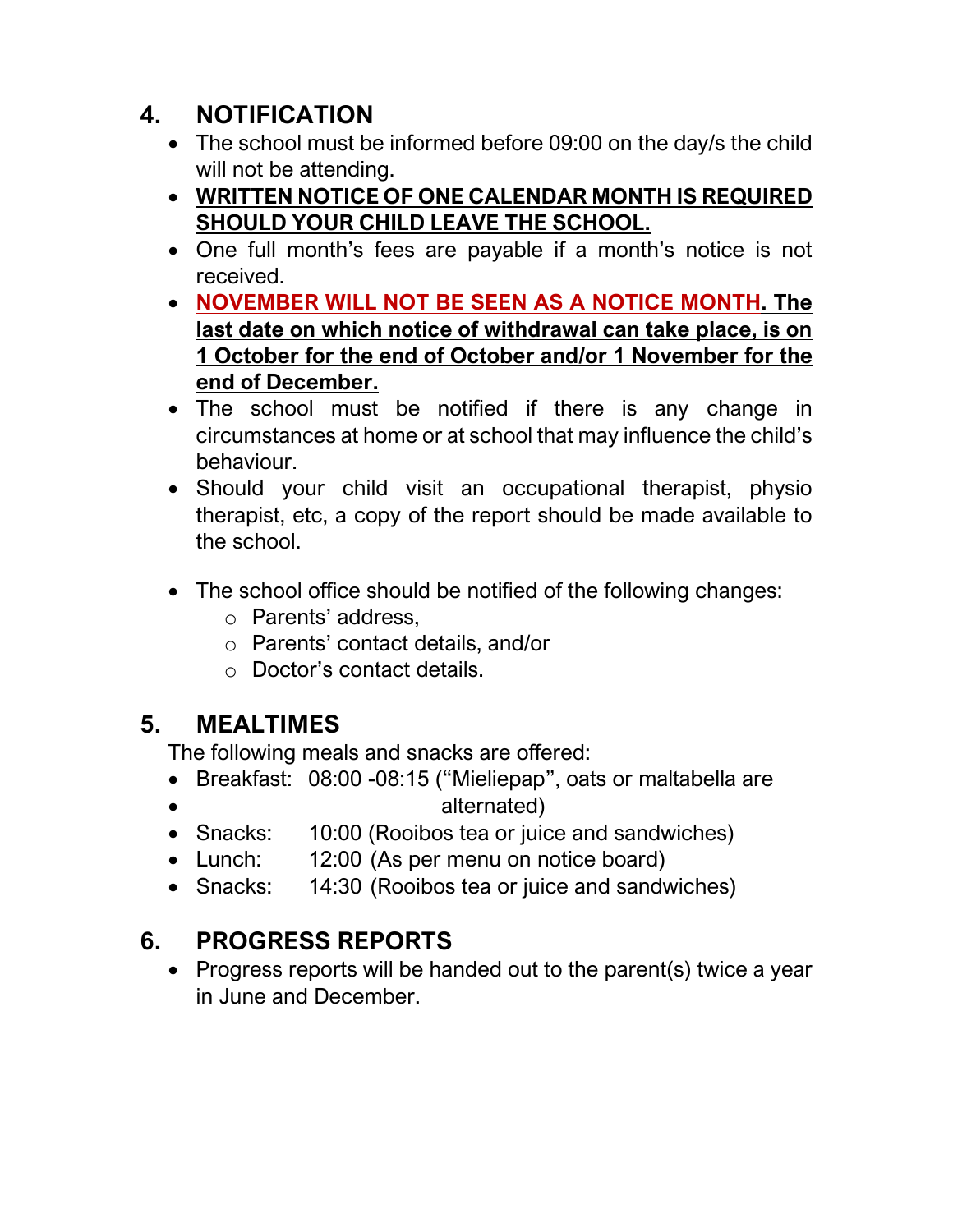## 4. NOTIFICATION

- The school must be informed before 09:00 on the day/s the child will not be attending.
- **WRITTEN NOTICE OF ONE CALENDAR MONTH IS REQUIRED SHOULD YOUR CHILD LEAVE THE SCHOOL.**
- One full month's fees are payable if a month's notice is not received.
- **NOVEMBER WILL NOT BE SEEN AS A NOTICE MONTH. The last date on which notice of withdrawal can take place, is on 1 October for the end of October and/or 1 November for the end of December.**
- The school must be notified if there is any change in circumstances at home or at school that may influence the child's behaviour.
- Should your child visit an occupational therapist, physio therapist, etc, a copy of the report should be made available to the school.

- The school office should be notified of the following changes:
  - Parents' address,
  - Parents' contact details, and/or
  - Doctor's contact details.

## 5. MEALTIMES

The following meals and snacks are offered:

- Breakfast: 08:00 -08:15 ("Mieliepap", oats or maltabella are alternated)
- Snacks: 10:00 (Rooibos tea or juice and sandwiches)
- Lunch: 12:00 (As per menu on notice board)
- Snacks: 14:30 (Rooibos tea or juice and sandwiches)

## 6. PROGRESS REPORTS

- Progress reports will be handed out to the parent(s) twice a year in June and December.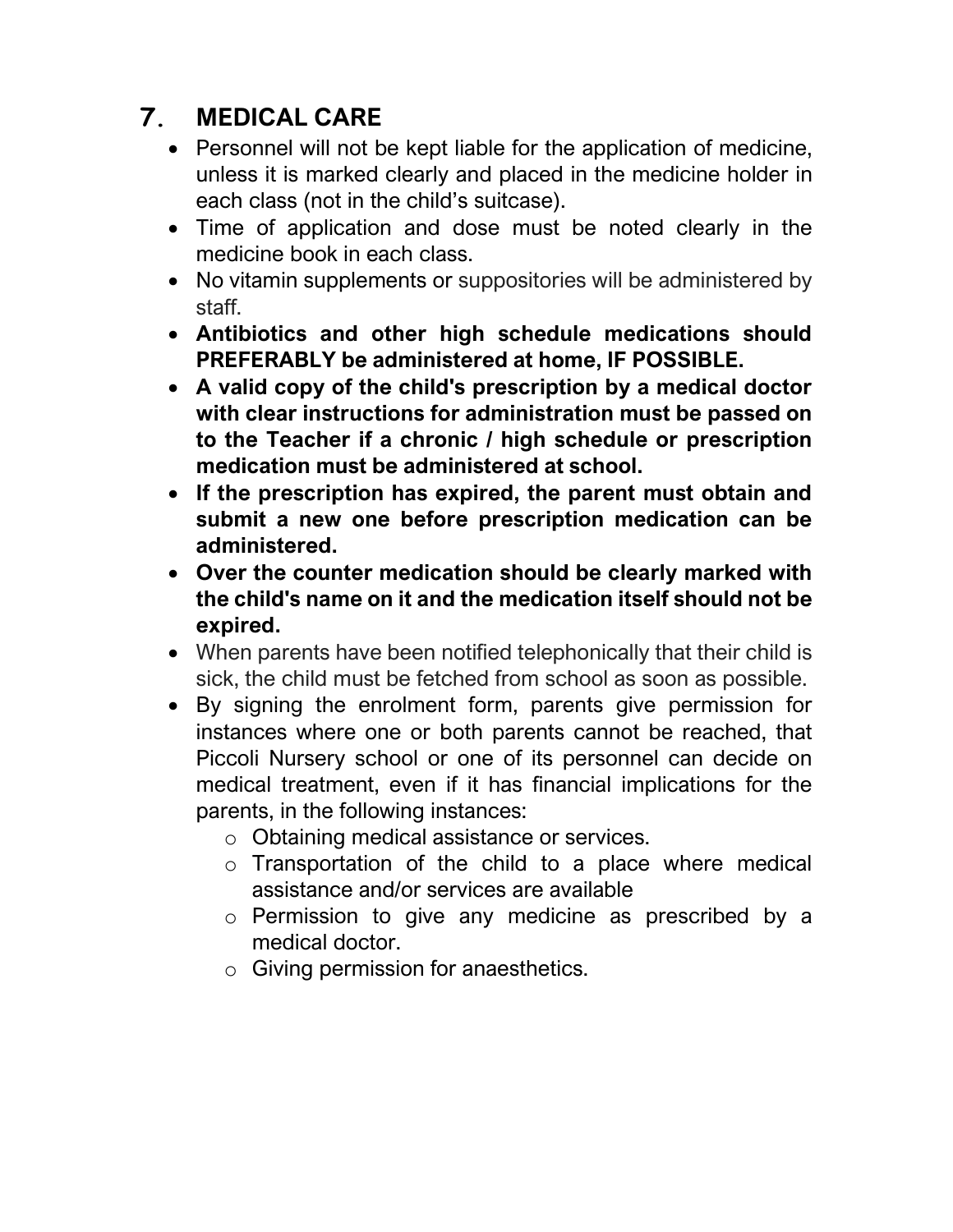## 7. MEDICAL CARE

- Personnel will not be kept liable for the application of medicine, unless it is marked clearly and placed in the medicine holder in each class (not in the child's suitcase).
- Time of application and dose must be noted clearly in the medicine book in each class.
- No vitamin supplements or suppositories will be administered by staff.
- **Antibiotics and other high schedule medications should PREFERABLY be administered at home, IF POSSIBLE.**
- **A valid copy of the child's prescription by a medical doctor with clear instructions for administration must be passed on to the Teacher if a chronic / high schedule or prescription medication must be administered at school.**
- **If the prescription has expired, the parent must obtain and submit a new one before prescription medication can be administered.**
- **Over the counter medication should be clearly marked with the child's name on it and the medication itself should not be expired.**
- When parents have been notified telephonically that their child is sick, the child must be fetched from school as soon as possible.
- By signing the enrolment form, parents give permission for instances where one or both parents cannot be reached, that Piccoli Nursery school or one of its personnel can decide on medical treatment, even if it has financial implications for the parents, in the following instances:
  - Obtaining medical assistance or services.
  - Transportation of the child to a place where medical assistance and/or services are available
  - Permission to give any medicine as prescribed by a medical doctor.
  - Giving permission for anaesthetics.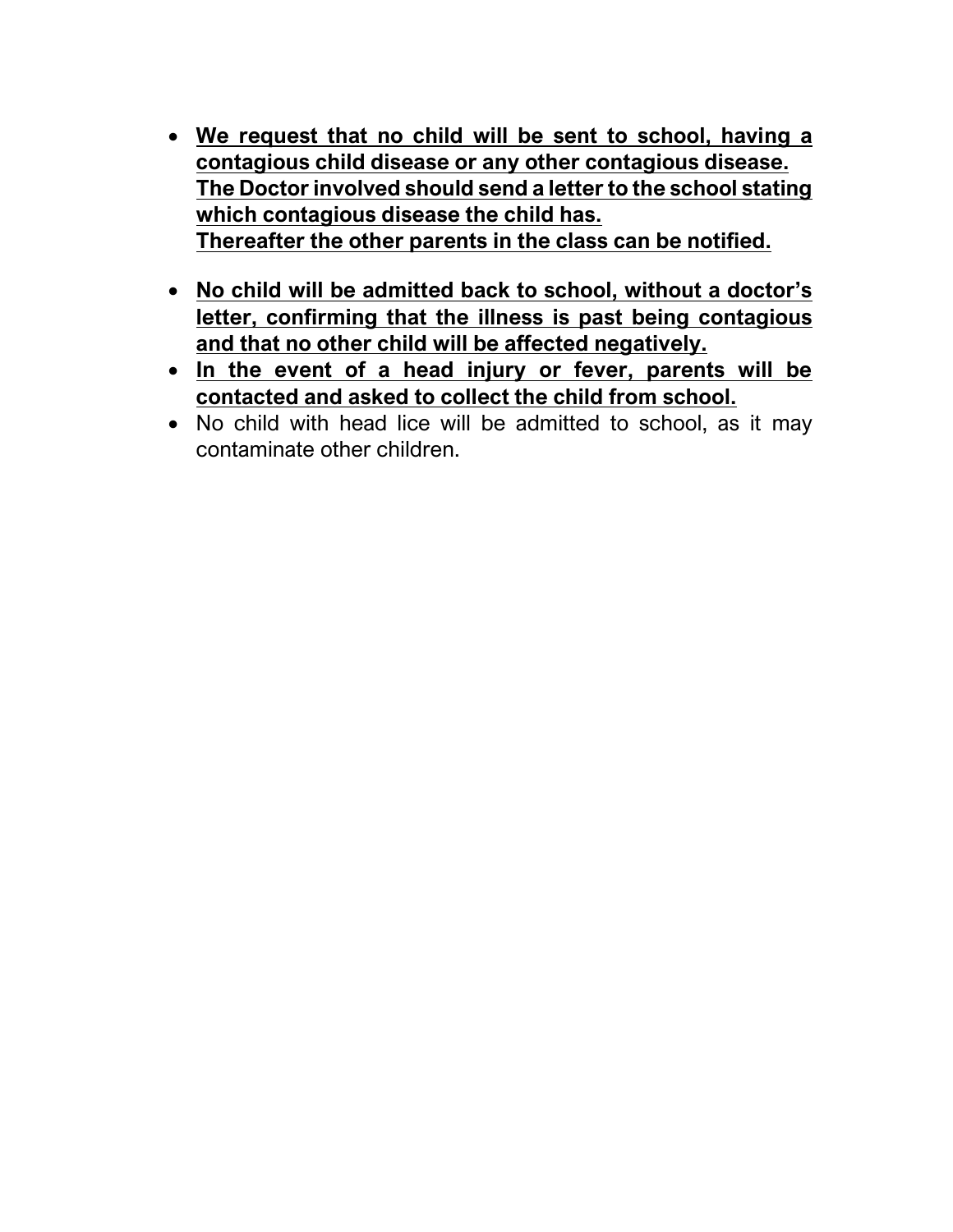- **We request that no child will be sent to school, having a contagious child disease or any other contagious disease.**
  **The Doctor involved should send a letter to the school stating which contagious disease the child has.**
  **Thereafter the other parents in the class can be notified.**

- **No child will be admitted back to school, without a doctor's letter, confirming that the illness is past being contagious and that no other child will be affected negatively.**
- **In the event of a head injury or fever, parents will be contacted and asked to collect the child from school.**
- No child with head lice will be admitted to school, as it may contaminate other children.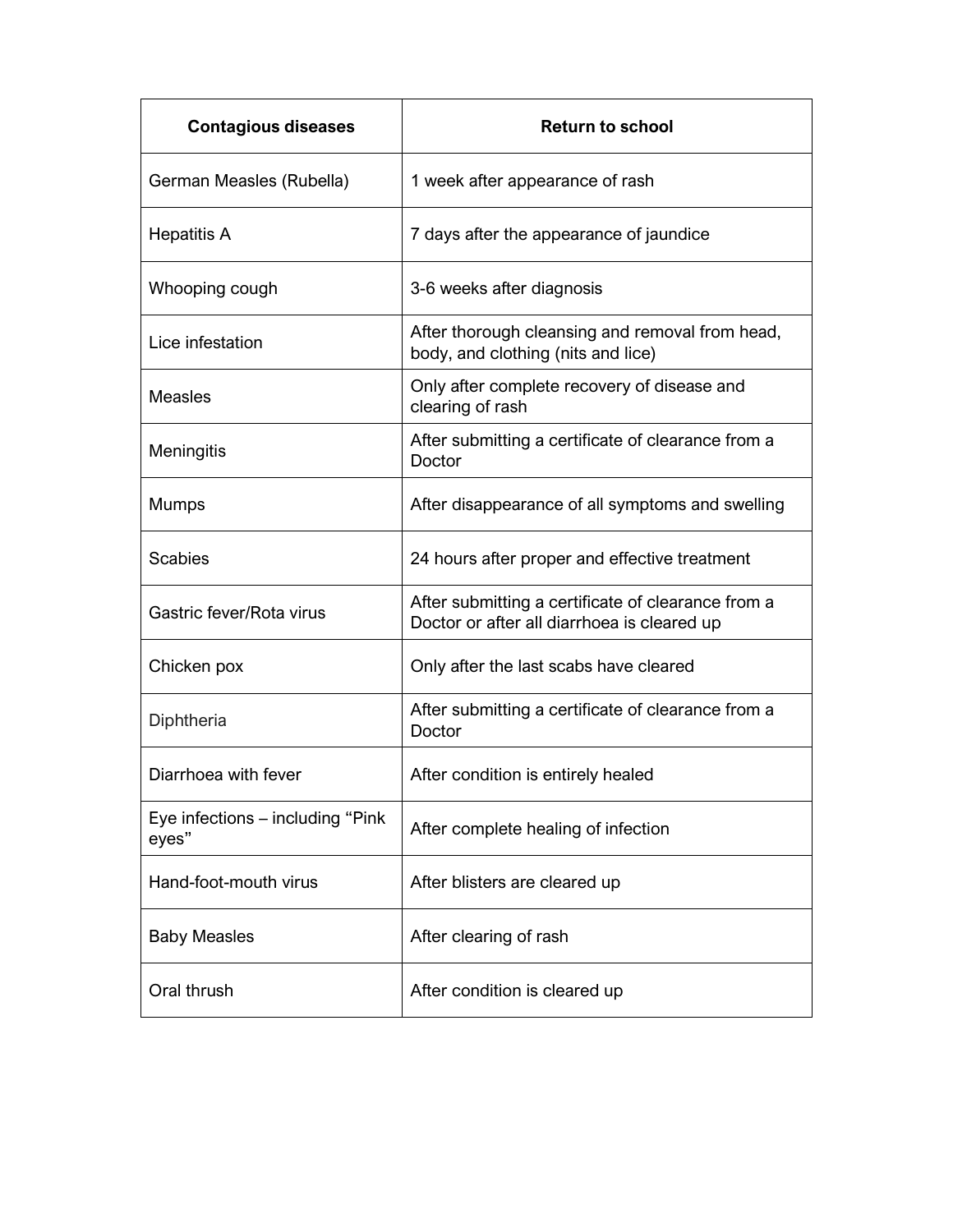| Contagious diseases | Return to school |
| --- | --- |
| German Measles (Rubella) | 1 week after appearance of rash |
| Hepatitis A | 7 days after the appearance of jaundice |
| Whooping cough | 3-6 weeks after diagnosis |
| Lice infestation | After thorough cleansing and removal from head, body, and clothing (nits and lice) |
| Measles | Only after complete recovery of disease and clearing of rash |
| Meningitis | After submitting a certificate of clearance from a Doctor |
| Mumps | After disappearance of all symptoms and swelling |
| Scabies | 24 hours after proper and effective treatment |
| Gastric fever/Rota virus | After submitting a certificate of clearance from a Doctor or after all diarrhoea is cleared up |
| Chicken pox | Only after the last scabs have cleared |
| Diphtheria | After submitting a certificate of clearance from a Doctor |
| Diarrhoea with fever | After condition is entirely healed |
| Eye infections – including "Pink eyes" | After complete healing of infection |
| Hand-foot-mouth virus | After blisters are cleared up |
| Baby Measles | After clearing of rash |
| Oral thrush | After condition is cleared up |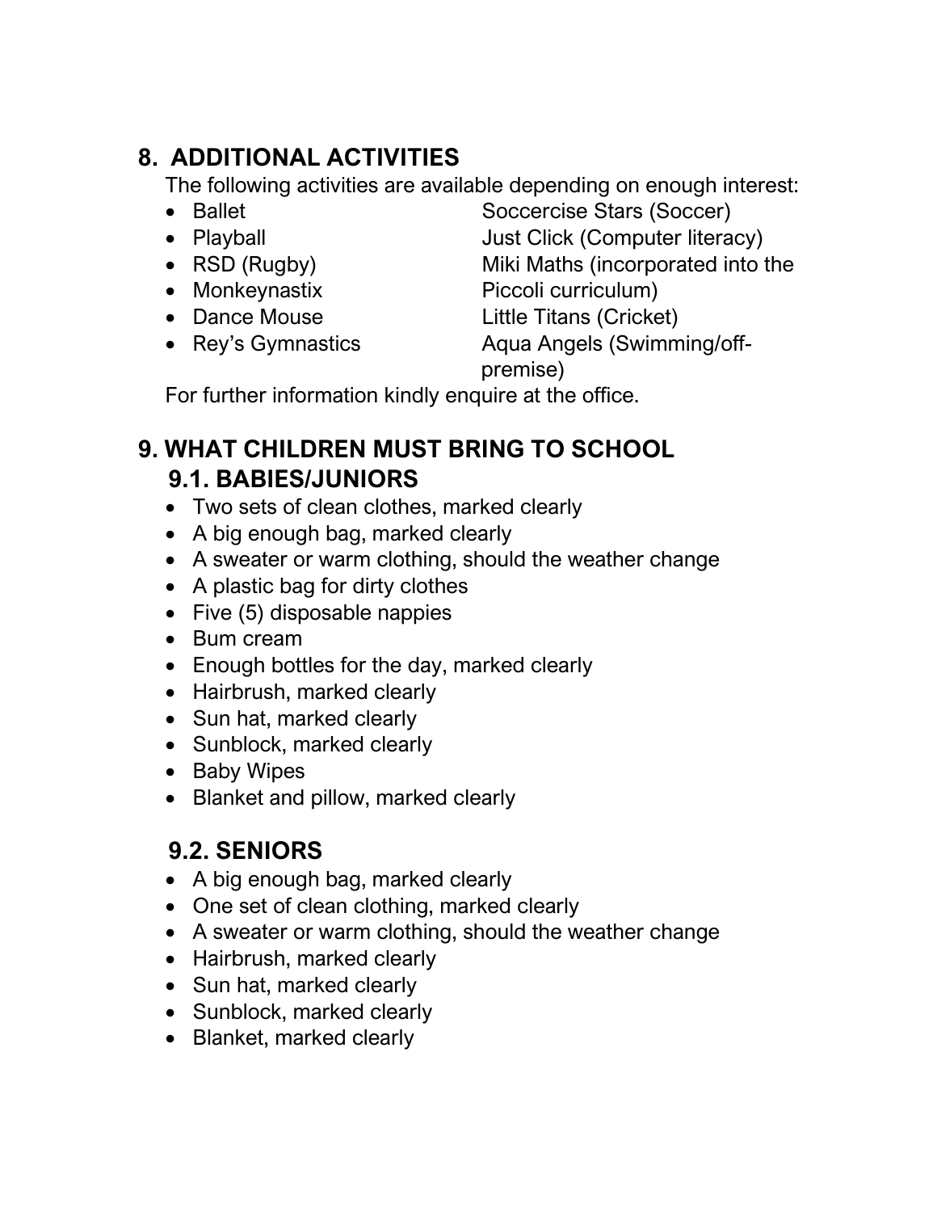## 8. ADDITIONAL ACTIVITIES

The following activities are available depending on enough interest:

- Ballet
- Playball
- RSD (Rugby)
- Monkeynastix
- Dance Mouse
- Rey's Gymnastics
- Soccercise Stars (Soccer)
- Just Click (Computer literacy)
- Miki Maths (incorporated into the Piccoli curriculum)
- Little Titans (Cricket)
- Aqua Angels (Swimming/off-premise)

For further information kindly enquire at the office.

## 9. WHAT CHILDREN MUST BRING TO SCHOOL

### 9.1. BABIES/JUNIORS

- Two sets of clean clothes, marked clearly
- A big enough bag, marked clearly
- A sweater or warm clothing, should the weather change
- A plastic bag for dirty clothes
- Five (5) disposable nappies
- Bum cream
- Enough bottles for the day, marked clearly
- Hairbrush, marked clearly
- Sun hat, marked clearly
- Sunblock, marked clearly
- Baby Wipes
- Blanket and pillow, marked clearly

### 9.2. SENIORS

- A big enough bag, marked clearly
- One set of clean clothing, marked clearly
- A sweater or warm clothing, should the weather change
- Hairbrush, marked clearly
- Sun hat, marked clearly
- Sunblock, marked clearly
- Blanket, marked clearly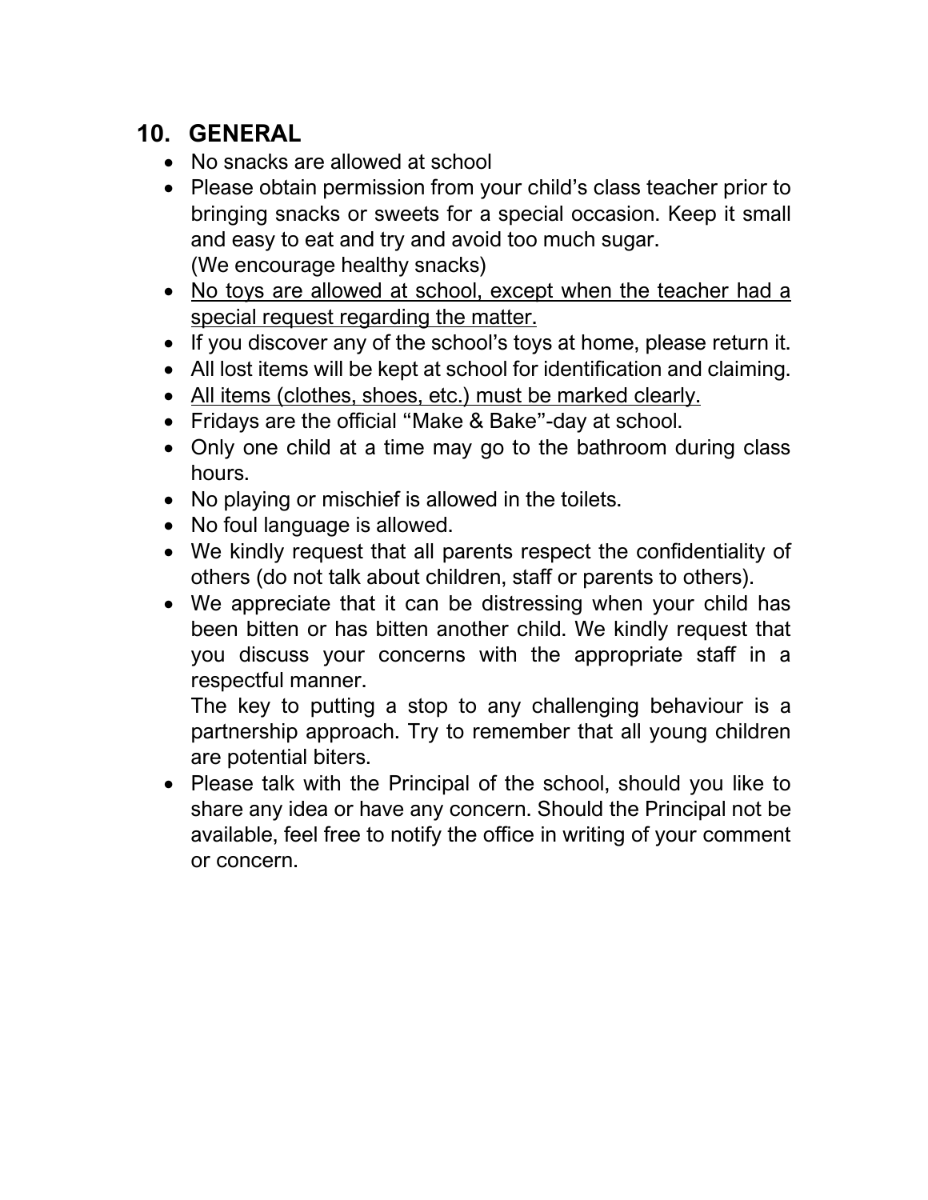## 10. GENERAL

- No snacks are allowed at school
- Please obtain permission from your child's class teacher prior to bringing snacks or sweets for a special occasion. Keep it small and easy to eat and try and avoid too much sugar.
  (We encourage healthy snacks)
- <u>No toys are allowed at school, except when the teacher had a special request regarding the matter.</u>
- If you discover any of the school's toys at home, please return it.
- All lost items will be kept at school for identification and claiming.
- <u>All items (clothes, shoes, etc.) must be marked clearly.</u>
- Fridays are the official "Make & Bake"-day at school.
- Only one child at a time may go to the bathroom during class hours.
- No playing or mischief is allowed in the toilets.
- No foul language is allowed.
- We kindly request that all parents respect the confidentiality of others (do not talk about children, staff or parents to others).
- We appreciate that it can be distressing when your child has been bitten or has bitten another child. We kindly request that you discuss your concerns with the appropriate staff in a respectful manner.
  The key to putting a stop to any challenging behaviour is a partnership approach. Try to remember that all young children are potential biters.
- Please talk with the Principal of the school, should you like to share any idea or have any concern. Should the Principal not be available, feel free to notify the office in writing of your comment or concern.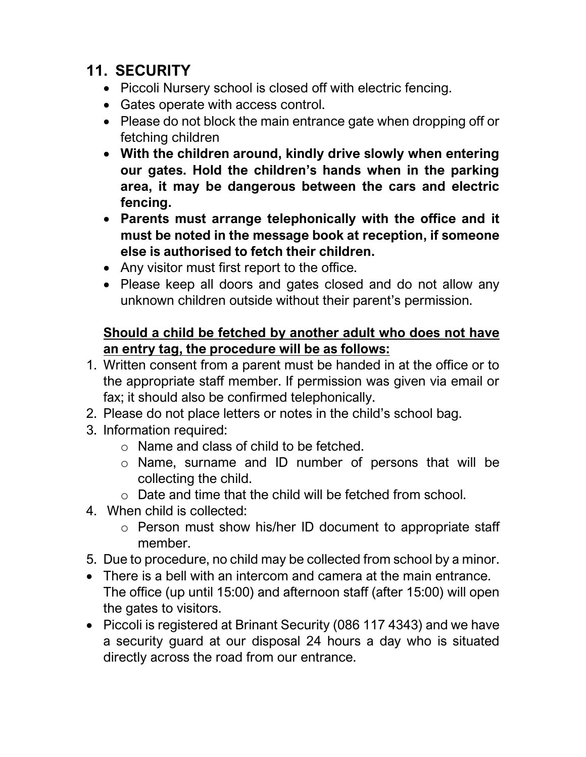## 11. SECURITY

- Piccoli Nursery school is closed off with electric fencing.
- Gates operate with access control.
- Please do not block the main entrance gate when dropping off or fetching children
- **With the children around, kindly drive slowly when entering our gates. Hold the children's hands when in the parking area, it may be dangerous between the cars and electric fencing.**
- **Parents must arrange telephonically with the office and it must be noted in the message book at reception, if someone else is authorised to fetch their children.**
- Any visitor must first report to the office.
- Please keep all doors and gates closed and do not allow any unknown children outside without their parent's permission.

**<u>Should a child be fetched by another adult who does not have an entry tag, the procedure will be as follows:</u>**

1. Written consent from a parent must be handed in at the office or to the appropriate staff member. If permission was given via email or fax; it should also be confirmed telephonically.
2. Please do not place letters or notes in the child's school bag.
3. Information required:
   - Name and class of child to be fetched.
   - Name, surname and ID number of persons that will be collecting the child.
   - Date and time that the child will be fetched from school.
4. When child is collected:
   - Person must show his/her ID document to appropriate staff member.
5. Due to procedure, no child may be collected from school by a minor.

- There is a bell with an intercom and camera at the main entrance. The office (up until 15:00) and afternoon staff (after 15:00) will open the gates to visitors.
- Piccoli is registered at Brinant Security (086 117 4343) and we have a security guard at our disposal 24 hours a day who is situated directly across the road from our entrance.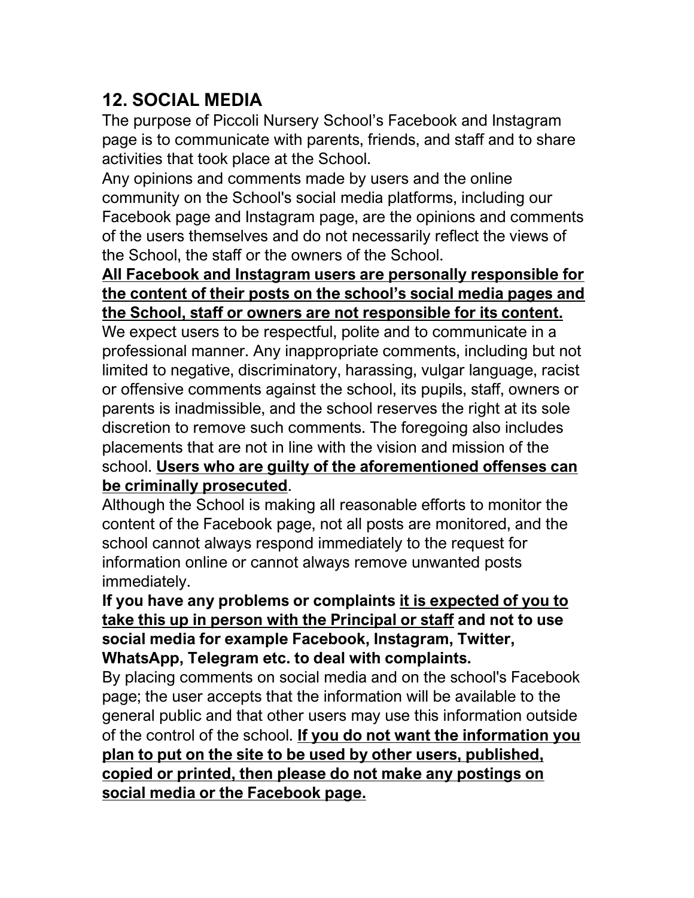## 12. SOCIAL MEDIA

The purpose of Piccoli Nursery School's Facebook and Instagram page is to communicate with parents, friends, and staff and to share activities that took place at the School.

Any opinions and comments made by users and the online community on the School's social media platforms, including our Facebook page and Instagram page, are the opinions and comments of the users themselves and do not necessarily reflect the views of the School, the staff or the owners of the School.

<u>**All Facebook and Instagram users are personally responsible for the content of their posts on the school's social media pages and the School, staff or owners are not responsible for its content.**</u>

We expect users to be respectful, polite and to communicate in a professional manner. Any inappropriate comments, including but not limited to negative, discriminatory, harassing, vulgar language, racist or offensive comments against the school, its pupils, staff, owners or parents is inadmissible, and the school reserves the right at its sole discretion to remove such comments. The foregoing also includes placements that are not in line with the vision and mission of the school. <u>**Users who are guilty of the aforementioned offenses can be criminally prosecuted**</u>.

Although the School is making all reasonable efforts to monitor the content of the Facebook page, not all posts are monitored, and the school cannot always respond immediately to the request for information online or cannot always remove unwanted posts immediately.

**If you have any problems or complaints <u>it is expected of you to take this up in person with the Principal or staff</u> and not to use social media for example Facebook, Instagram, Twitter, WhatsApp, Telegram etc. to deal with complaints.**

By placing comments on social media and on the school's Facebook page; the user accepts that the information will be available to the general public and that other users may use this information outside of the control of the school. <u>**If you do not want the information you plan to put on the site to be used by other users, published, copied or printed, then please do not make any postings on social media or the Facebook page.**</u>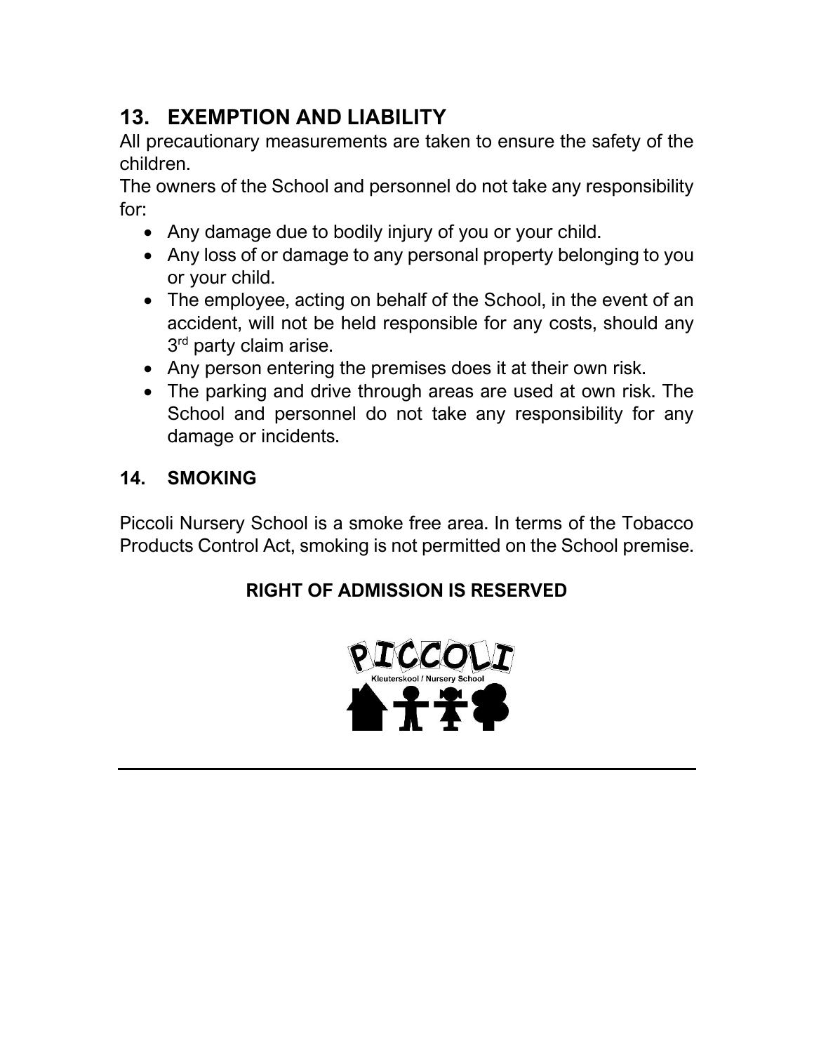## 13. EXEMPTION AND LIABILITY

All precautionary measurements are taken to ensure the safety of the children.

The owners of the School and personnel do not take any responsibility for:

- Any damage due to bodily injury of you or your child.
- Any loss of or damage to any personal property belonging to you or your child.
- The employee, acting on behalf of the School, in the event of an accident, will not be held responsible for any costs, should any 3rd party claim arise.
- Any person entering the premises does it at their own risk.
- The parking and drive through areas are used at own risk. The School and personnel do not take any responsibility for any damage or incidents.

### 14. SMOKING

Piccoli Nursery School is a smoke free area. In terms of the Tobacco Products Control Act, smoking is not permitted on the School premise.

**RIGHT OF ADMISSION IS RESERVED**

PICCOLI
Kleuterskool / Nursery School